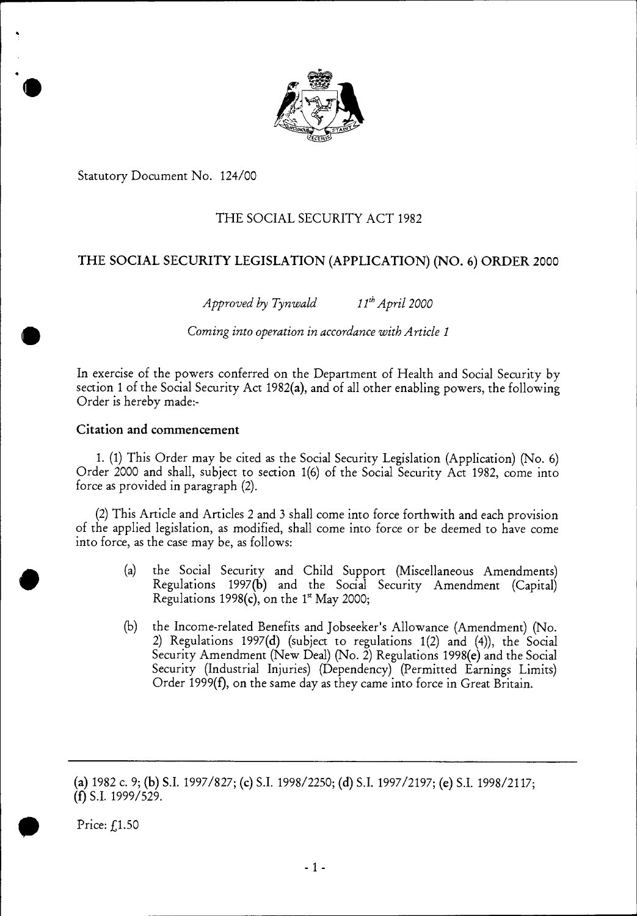Statutory Document No. 124/00

## THE SOCIAL SECURITY ACT 1982

## THE SOCIAL SECURITY LEGISLATION (APPLICATION) (NO. 6) ORDER 2000

*Approved by Tynwald* *11th April 2000*

*Coming into operation in accordance with Article 1*

In exercise of the powers conferred on the Department of Health and Social Security by section 1 of the Social Security Act 1982(**a**), and of all other enabling powers, the following Order is hereby made:-

### Citation and commencement

1. (1) This Order may be cited as the Social Security Legislation (Application) (No. 6) Order 2000 and shall, subject to section 1(6) of the Social Security Act 1982, come into force as provided in paragraph (2).

(2) This Article and Articles 2 and 3 shall come into force forthwith and each provision of the applied legislation, as modified, shall come into force or be deemed to have come into force, as the case may be, as follows:

- (a) the Social Security and Child Support (Miscellaneous Amendments) Regulations 1997(**b**) and the Social Security Amendment (Capital) Regulations 1998(**c**), on the 1st May 2000;

- (b) the Income-related Benefits and Jobseeker's Allowance (Amendment) (No. 2) Regulations 1997(**d**) (subject to regulations 1(2) and (4)), the Social Security Amendment (New Deal) (No. 2) Regulations 1998(**e**) and the Social Security (Industrial Injuries) (Dependency) (Permitted Earnings Limits) Order 1999(**f**), on the same day as they came into force in Great Britain.

---

(**a**) 1982 c. 9; (**b**) S.I. 1997/827; (**c**) S.I. 1998/2250; (**d**) S.I. 1997/2197; (**e**) S.I. 1998/2117; (**f**) S.I. 1999/529.

Price: £1.50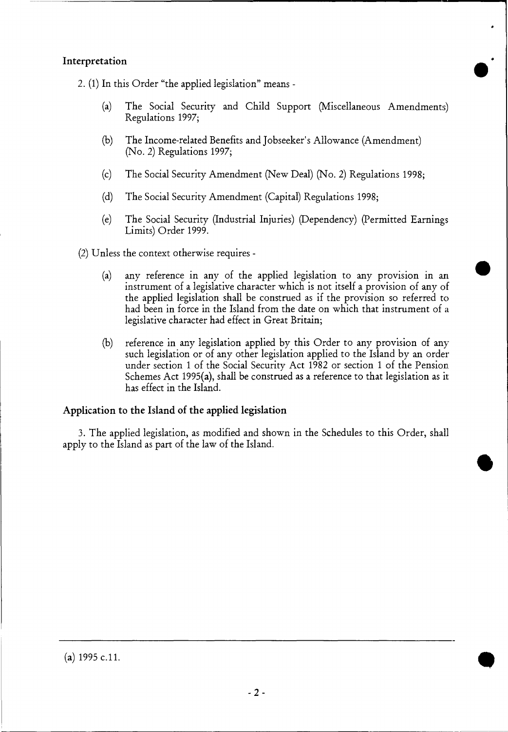## Interpretation

2. (1) In this Order "the applied legislation" means -

   (a) The Social Security and Child Support (Miscellaneous Amendments) Regulations 1997;

   (b) The Income-related Benefits and Jobseeker's Allowance (Amendment) (No. 2) Regulations 1997;

   (c) The Social Security Amendment (New Deal) (No. 2) Regulations 1998;

   (d) The Social Security Amendment (Capital) Regulations 1998;

   (e) The Social Security (Industrial Injuries) (Dependency) (Permitted Earnings Limits) Order 1999.

(2) Unless the context otherwise requires -

   (a) any reference in any of the applied legislation to any provision in an instrument of a legislative character which is not itself a provision of any of the applied legislation shall be construed as if the provision so referred to had been in force in the Island from the date on which that instrument of a legislative character had effect in Great Britain;

   (b) reference in any legislation applied by this Order to any provision of any such legislation or of any other legislation applied to the Island by an order under section 1 of the Social Security Act 1982 or section 1 of the Pension Schemes Act 1995(a), shall be construed as a reference to that legislation as it has effect in the Island.

## Application to the Island of the applied legislation

3. The applied legislation, as modified and shown in the Schedules to this Order, shall apply to the Island as part of the law of the Island.

---

(a) 1995 c.11.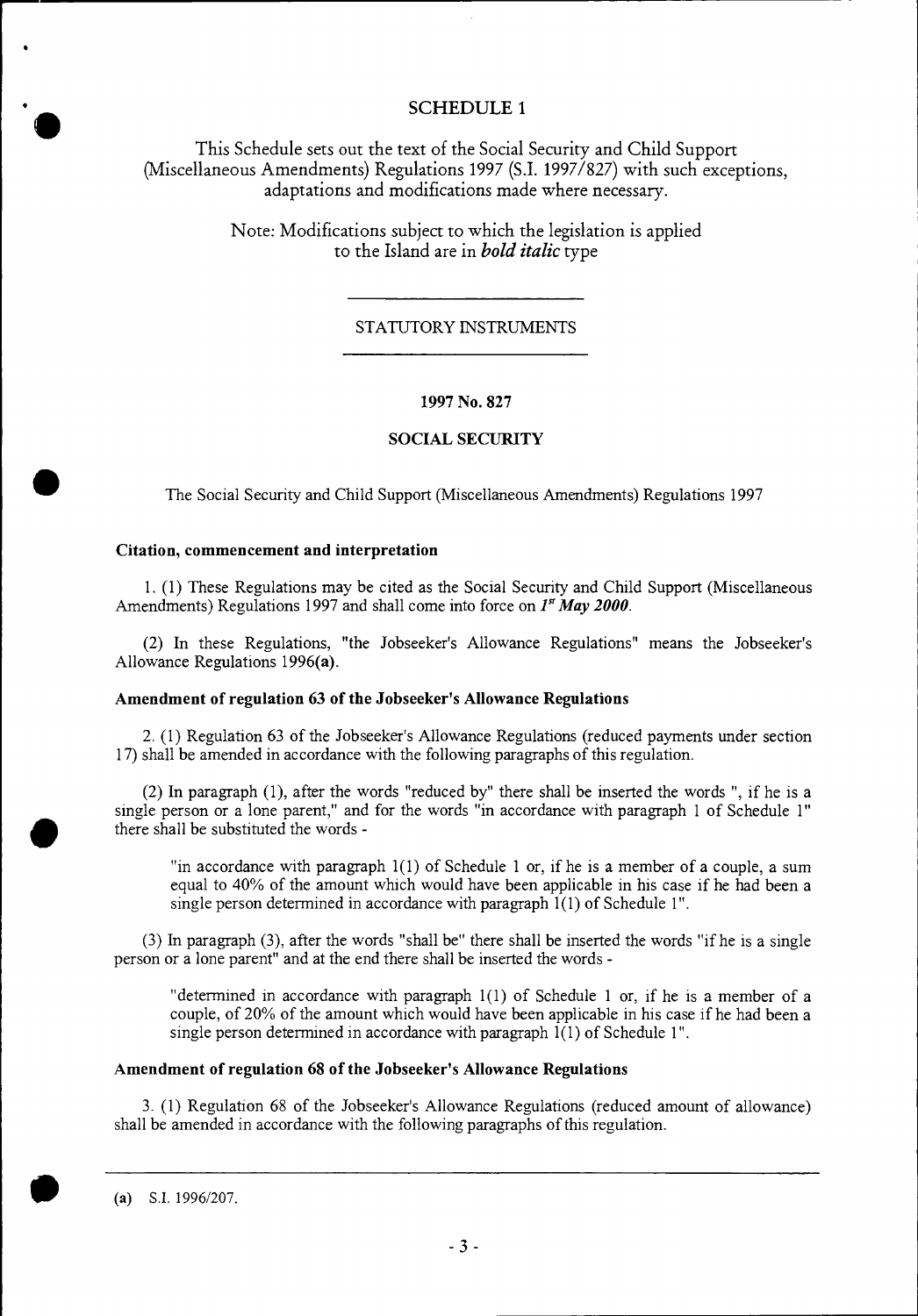# SCHEDULE 1

This Schedule sets out the text of the Social Security and Child Support (Miscellaneous Amendments) Regulations 1997 (S.I. 1997/827) with such exceptions, adaptations and modifications made where necessary.

Note: Modifications subject to which the legislation is applied to the Island are in ***bold italic*** type

---

STATUTORY INSTRUMENTS

---

**1997 No. 827**

**SOCIAL SECURITY**

The Social Security and Child Support (Miscellaneous Amendments) Regulations 1997

### Citation, commencement and interpretation

1. (1) These Regulations may be cited as the Social Security and Child Support (Miscellaneous Amendments) Regulations 1997 and shall come into force on ***1st May 2000***.

(2) In these Regulations, "the Jobseeker's Allowance Regulations" means the Jobseeker's Allowance Regulations 1996**(a)**.

### Amendment of regulation 63 of the Jobseeker's Allowance Regulations

2. (1) Regulation 63 of the Jobseeker's Allowance Regulations (reduced payments under section 17) shall be amended in accordance with the following paragraphs of this regulation.

(2) In paragraph (1), after the words "reduced by" there shall be inserted the words ", if he is a single person or a lone parent," and for the words "in accordance with paragraph 1 of Schedule 1" there shall be substituted the words -

> "in accordance with paragraph 1(1) of Schedule 1 or, if he is a member of a couple, a sum equal to 40% of the amount which would have been applicable in his case if he had been a single person determined in accordance with paragraph 1(1) of Schedule 1".

(3) In paragraph (3), after the words "shall be" there shall be inserted the words "if he is a single person or a lone parent" and at the end there shall be inserted the words -

> "determined in accordance with paragraph 1(1) of Schedule 1 or, if he is a member of a couple, of 20% of the amount which would have been applicable in his case if he had been a single person determined in accordance with paragraph 1(1) of Schedule 1".

### Amendment of regulation 68 of the Jobseeker's Allowance Regulations

3. (1) Regulation 68 of the Jobseeker's Allowance Regulations (reduced amount of allowance) shall be amended in accordance with the following paragraphs of this regulation.

---

**(a)** S.I. 1996/207.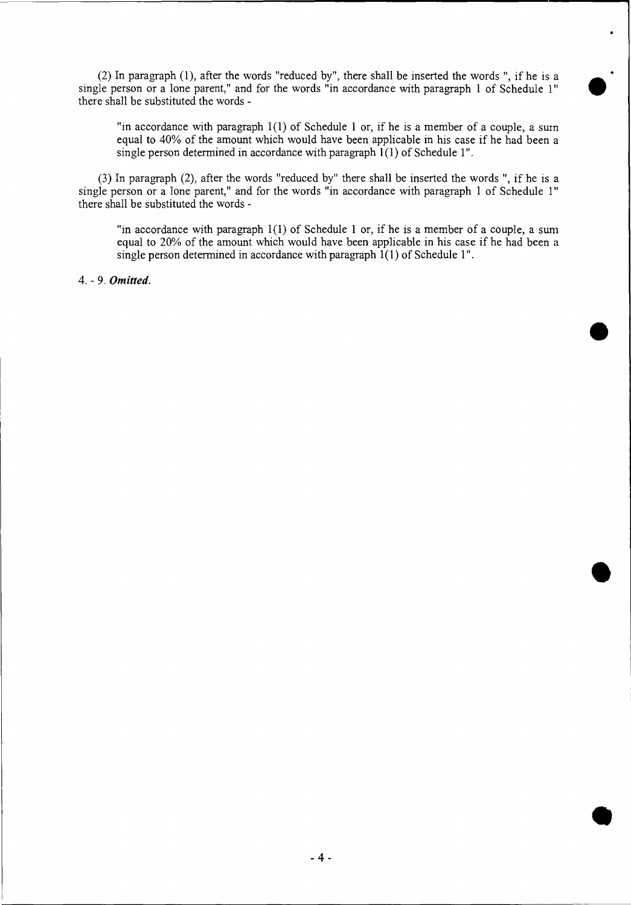(2) In paragraph (1), after the words "reduced by", there shall be inserted the words ", if he is a single person or a lone parent," and for the words "in accordance with paragraph 1 of Schedule 1" there shall be substituted the words -

> "in accordance with paragraph 1(1) of Schedule 1 or, if he is a member of a couple, a sum equal to 40% of the amount which would have been applicable in his case if he had been a single person determined in accordance with paragraph 1(1) of Schedule 1".

(3) In paragraph (2), after the words "reduced by" there shall be inserted the words ", if he is a single person or a lone parent," and for the words "in accordance with paragraph 1 of Schedule 1" there shall be substituted the words -

> "in accordance with paragraph 1(1) of Schedule 1 or, if he is a member of a couple, a sum equal to 20% of the amount which would have been applicable in his case if he had been a single person determined in accordance with paragraph 1(1) of Schedule 1".

4. - 9. ***Omitted.***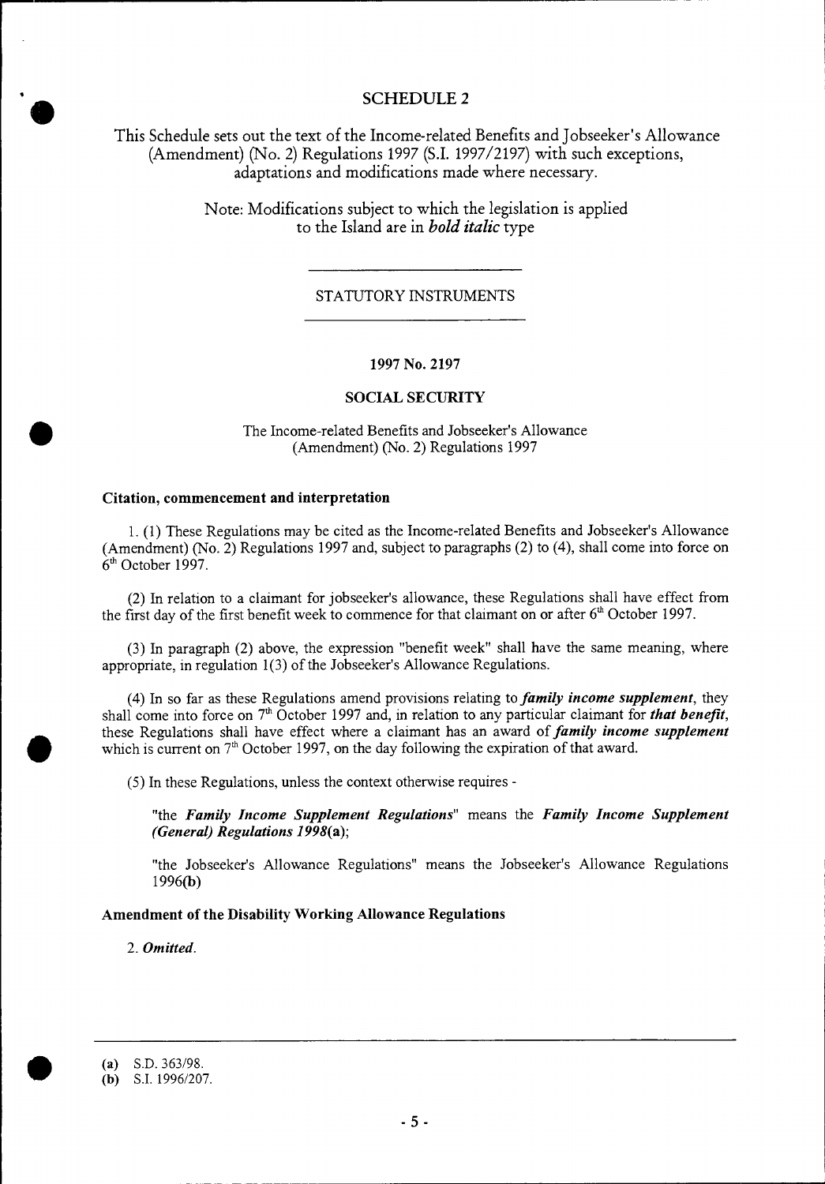## SCHEDULE 2

This Schedule sets out the text of the Income-related Benefits and Jobseeker's Allowance (Amendment) (No. 2) Regulations 1997 (S.I. 1997/2197) with such exceptions, adaptations and modifications made where necessary.

Note: Modifications subject to which the legislation is applied to the Island are in ***bold italic*** type

---

STATUTORY INSTRUMENTS

---

**1997 No. 2197**

**SOCIAL SECURITY**

The Income-related Benefits and Jobseeker's Allowance (Amendment) (No. 2) Regulations 1997

### Citation, commencement and interpretation

1. (1) These Regulations may be cited as the Income-related Benefits and Jobseeker's Allowance (Amendment) (No. 2) Regulations 1997 and, subject to paragraphs (2) to (4), shall come into force on 6th October 1997.

(2) In relation to a claimant for jobseeker's allowance, these Regulations shall have effect from the first day of the first benefit week to commence for that claimant on or after 6th October 1997.

(3) In paragraph (2) above, the expression "benefit week" shall have the same meaning, where appropriate, in regulation 1(3) of the Jobseeker's Allowance Regulations.

(4) In so far as these Regulations amend provisions relating to ***family income supplement***, they shall come into force on 7th October 1997 and, in relation to any particular claimant for ***that benefit***, these Regulations shall have effect where a claimant has an award of ***family income supplement*** which is current on 7th October 1997, on the day following the expiration of that award.

(5) In these Regulations, unless the context otherwise requires -

"the ***Family Income Supplement Regulations***" means the ***Family Income Supplement (General) Regulations 1998*****(a)**;

"the Jobseeker's Allowance Regulations" means the Jobseeker's Allowance Regulations 1996**(b)**

### Amendment of the Disability Working Allowance Regulations

2. ***Omitted.***

---

**(a)** S.D. 363/98.
**(b)** S.I. 1996/207.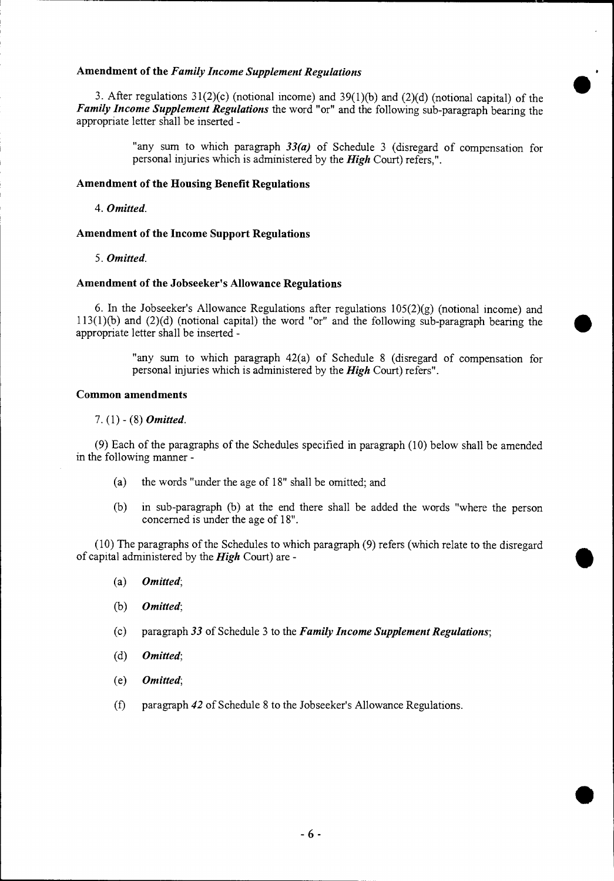**Amendment of the *Family Income Supplement Regulations***

3. After regulations 31(2)(c) (notional income) and 39(1)(b) and (2)(d) (notional capital) of the ***Family Income Supplement Regulations*** the word "or" and the following sub-paragraph bearing the appropriate letter shall be inserted -

> "any sum to which paragraph ***33(a)*** of Schedule 3 (disregard of compensation for personal injuries which is administered by the ***High*** Court) refers,".

**Amendment of the Housing Benefit Regulations**

4. ***Omitted.***

**Amendment of the Income Support Regulations**

5. ***Omitted.***

**Amendment of the Jobseeker's Allowance Regulations**

6. In the Jobseeker's Allowance Regulations after regulations 105(2)(g) (notional income) and 113(1)(b) and (2)(d) (notional capital) the word "or" and the following sub-paragraph bearing the appropriate letter shall be inserted -

> "any sum to which paragraph 42(a) of Schedule 8 (disregard of compensation for personal injuries which is administered by the ***High*** Court) refers".

**Common amendments**

7. (1) - (8) ***Omitted.***

(9) Each of the paragraphs of the Schedules specified in paragraph (10) below shall be amended in the following manner -

- (a) the words "under the age of 18" shall be omitted; and
- (b) in sub-paragraph (b) at the end there shall be added the words "where the person concerned is under the age of 18".

(10) The paragraphs of the Schedules to which paragraph (9) refers (which relate to the disregard of capital administered by the ***High*** Court) are -

- (a) ***Omitted***;
- (b) ***Omitted***;
- (c) paragraph ***33*** of Schedule 3 to the ***Family Income Supplement Regulations***;
- (d) ***Omitted***;
- (e) ***Omitted***;
- (f) paragraph ***42*** of Schedule 8 to the Jobseeker's Allowance Regulations.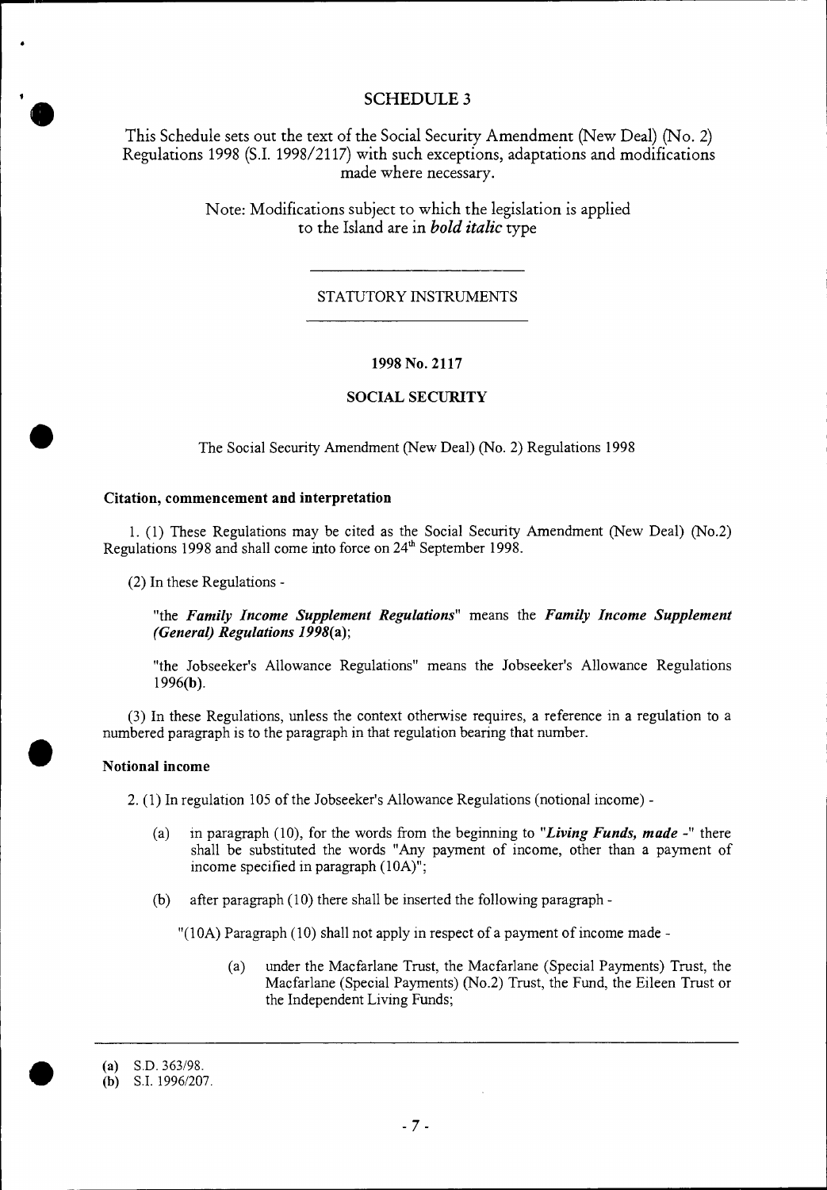# SCHEDULE 3

This Schedule sets out the text of the Social Security Amendment (New Deal) (No. 2) Regulations 1998 (S.I. 1998/2117) with such exceptions, adaptations and modifications made where necessary.

Note: Modifications subject to which the legislation is applied to the Island are in ***bold italic*** type

---

STATUTORY INSTRUMENTS

---

**1998 No. 2117**

**SOCIAL SECURITY**

The Social Security Amendment (New Deal) (No. 2) Regulations 1998

**Citation, commencement and interpretation**

1. (1) These Regulations may be cited as the Social Security Amendment (New Deal) (No.2) Regulations 1998 and shall come into force on 24th September 1998.

(2) In these Regulations -

"the ***Family Income Supplement Regulations***" means the ***Family Income Supplement (General) Regulations 1998***(**a**);

"the Jobseeker's Allowance Regulations" means the Jobseeker's Allowance Regulations 1996(**b**).

(3) In these Regulations, unless the context otherwise requires, a reference in a regulation to a numbered paragraph is to the paragraph in that regulation bearing that number.

**Notional income**

2. (1) In regulation 105 of the Jobseeker's Allowance Regulations (notional income) -

(a) in paragraph (10), for the words from the beginning to "***Living Funds, made*** -" there shall be substituted the words "Any payment of income, other than a payment of income specified in paragraph (10A)";

(b) after paragraph (10) there shall be inserted the following paragraph -

"(10A) Paragraph (10) shall not apply in respect of a payment of income made -

(a) under the Macfarlane Trust, the Macfarlane (Special Payments) Trust, the Macfarlane (Special Payments) (No.2) Trust, the Fund, the Eileen Trust or the Independent Living Funds;

---

(**a**) S.D. 363/98.
(**b**) S.I. 1996/207.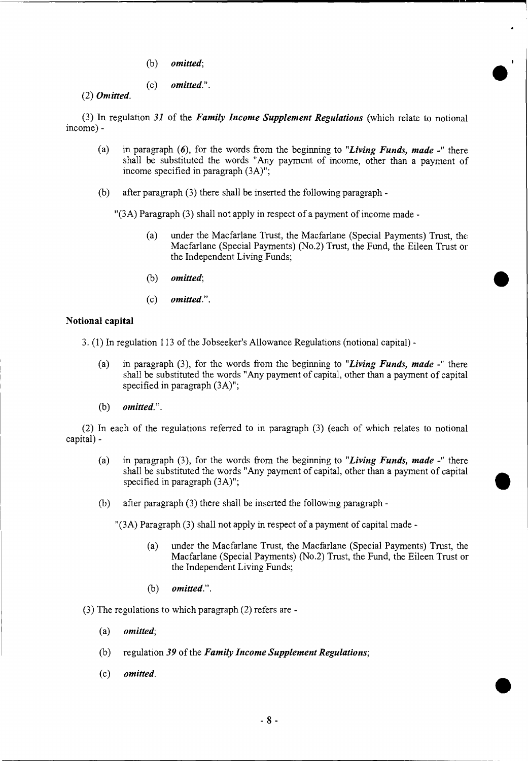(b) *omitted*;

(c) *omitted*.".

(2) ***Omitted***.

(3) In regulation ***31*** of the ***Family Income Supplement Regulations*** (which relate to notional income) -

(a) in paragraph (***6***), for the words from the beginning to "***Living Funds, made*** -" there shall be substituted the words "Any payment of income, other than a payment of income specified in paragraph (3A)";

(b) after paragraph (3) there shall be inserted the following paragraph -

"(3A) Paragraph (3) shall not apply in respect of a payment of income made -

(a) under the Macfarlane Trust, the Macfarlane (Special Payments) Trust, the Macfarlane (Special Payments) (No.2) Trust, the Fund, the Eileen Trust or the Independent Living Funds;

(b) *omitted*;

(c) *omitted*.".

**Notional capital**

3. (1) In regulation 113 of the Jobseeker's Allowance Regulations (notional capital) -

(a) in paragraph (3), for the words from the beginning to "***Living Funds, made*** -" there shall be substituted the words "Any payment of capital, other than a payment of capital specified in paragraph (3A)";

(b) *omitted*.".

(2) In each of the regulations referred to in paragraph (3) (each of which relates to notional capital) -

(a) in paragraph (3), for the words from the beginning to "***Living Funds, made*** -" there shall be substituted the words "Any payment of capital, other than a payment of capital specified in paragraph (3A)";

(b) after paragraph (3) there shall be inserted the following paragraph -

"(3A) Paragraph (3) shall not apply in respect of a payment of capital made -

(a) under the Macfarlane Trust, the Macfarlane (Special Payments) Trust, the Macfarlane (Special Payments) (No.2) Trust, the Fund, the Eileen Trust or the Independent Living Funds;

(b) *omitted*.".

(3) The regulations to which paragraph (2) refers are -

(a) *omitted*;

(b) regulation ***39*** of the ***Family Income Supplement Regulations***;

(c) *omitted*.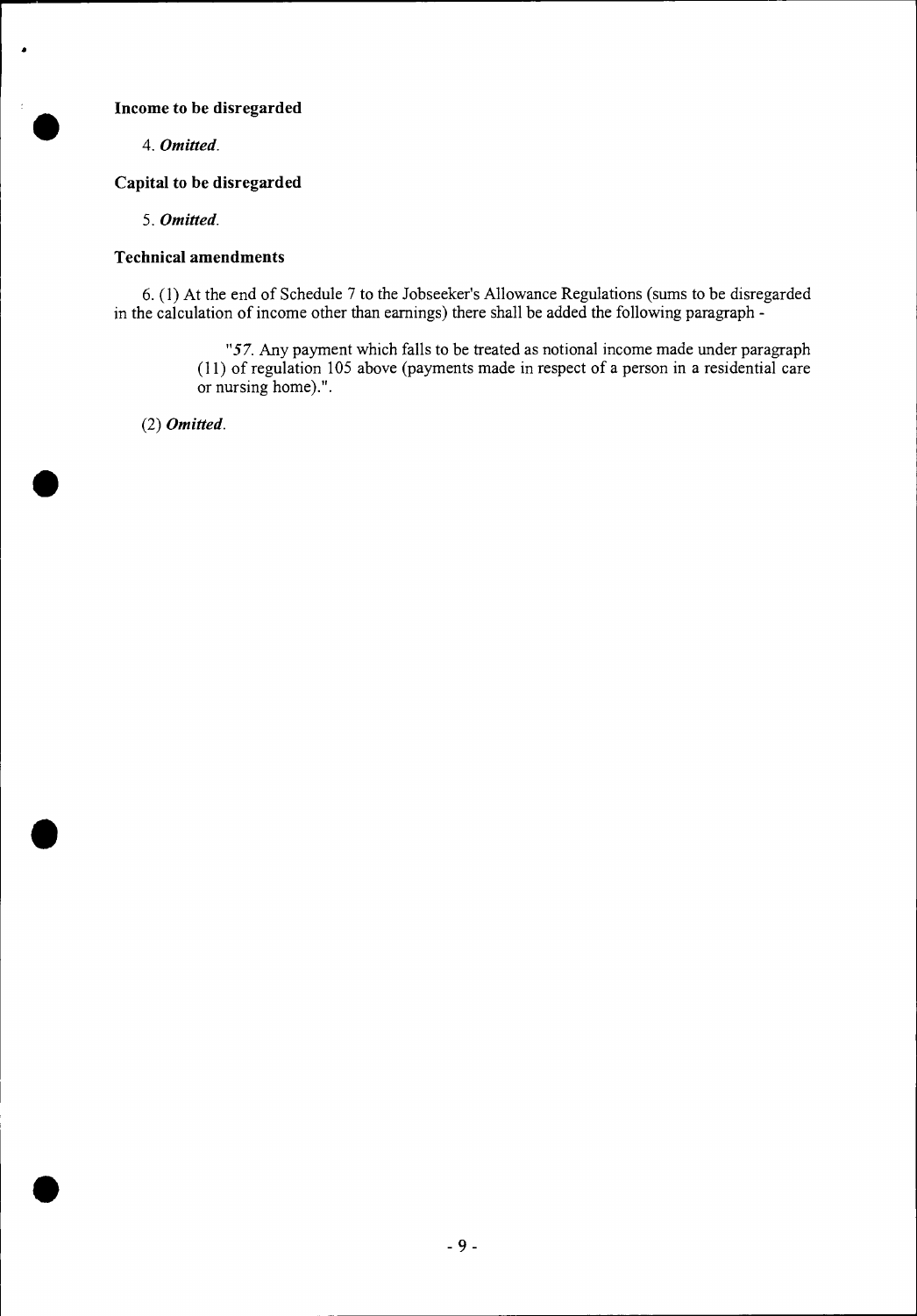**Income to be disregarded**

4. ***Omitted.***

**Capital to be disregarded**

5. ***Omitted.***

**Technical amendments**

6. (1) At the end of Schedule 7 to the Jobseeker's Allowance Regulations (sums to be disregarded in the calculation of income other than earnings) there shall be added the following paragraph -

> "*57*. Any payment which falls to be treated as notional income made under paragraph (11) of regulation 105 above (payments made in respect of a person in a residential care or nursing home).".

(2) ***Omitted.***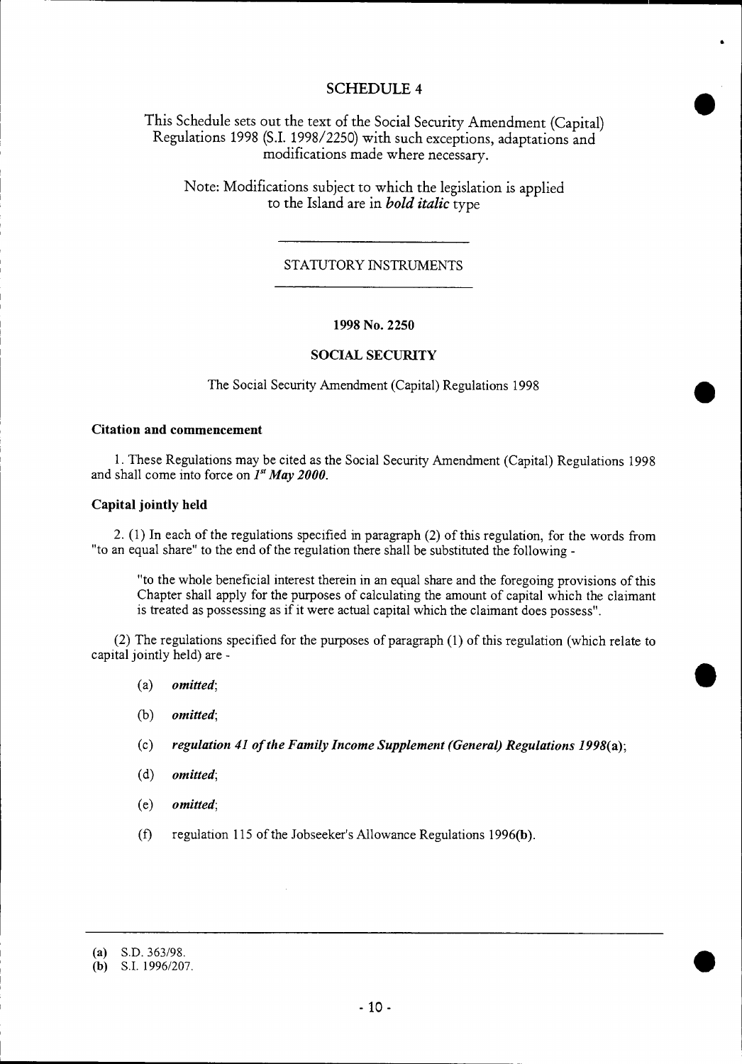## SCHEDULE 4

This Schedule sets out the text of the Social Security Amendment (Capital) Regulations 1998 (S.I. 1998/2250) with such exceptions, adaptations and modifications made where necessary.

Note: Modifications subject to which the legislation is applied to the Island are in ***bold italic*** type

---

STATUTORY INSTRUMENTS

---

**1998 No. 2250**

**SOCIAL SECURITY**

The Social Security Amendment (Capital) Regulations 1998

### Citation and commencement

1. These Regulations may be cited as the Social Security Amendment (Capital) Regulations 1998 and shall come into force on ***1st May 2000***.

### Capital jointly held

2. (1) In each of the regulations specified in paragraph (2) of this regulation, for the words from "to an equal share" to the end of the regulation there shall be substituted the following -

"to the whole beneficial interest therein in an equal share and the foregoing provisions of this Chapter shall apply for the purposes of calculating the amount of capital which the claimant is treated as possessing as if it were actual capital which the claimant does possess".

(2) The regulations specified for the purposes of paragraph (1) of this regulation (which relate to capital jointly held) are -

(a) ***omitted***;

(b) ***omitted***;

(c) ***regulation 41 of the Family Income Supplement (General) Regulations 1998*****(a)**;

(d) ***omitted***;

(e) ***omitted***;

(f) regulation 115 of the Jobseeker's Allowance Regulations 1996**(b)**.

---

**(a)** S.D. 363/98.
**(b)** S.I. 1996/207.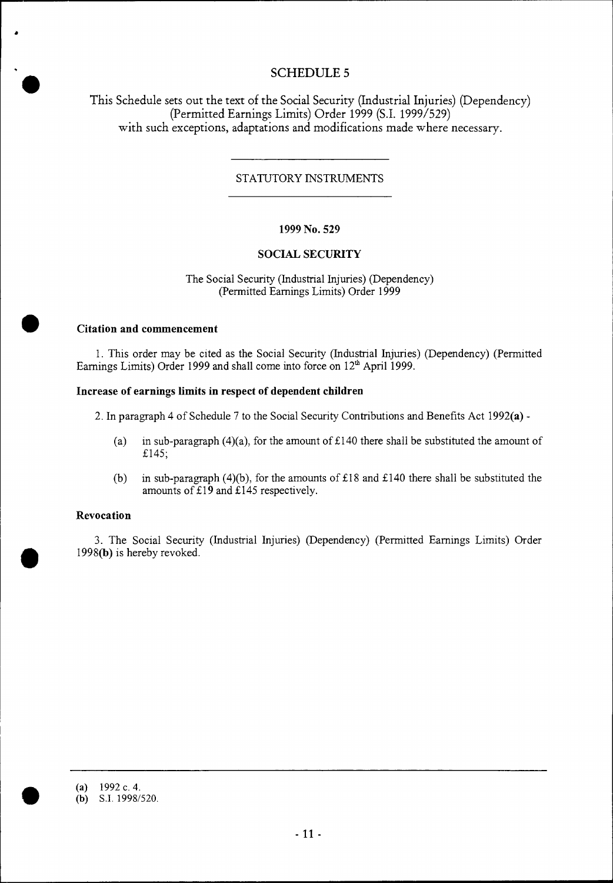# SCHEDULE 5

This Schedule sets out the text of the Social Security (Industrial Injuries) (Dependency) (Permitted Earnings Limits) Order 1999 (S.I. 1999/529) with such exceptions, adaptations and modifications made where necessary.

---

STATUTORY INSTRUMENTS

---

**1999 No. 529**

**SOCIAL SECURITY**

The Social Security (Industrial Injuries) (Dependency) (Permitted Earnings Limits) Order 1999

**Citation and commencement**

1. This order may be cited as the Social Security (Industrial Injuries) (Dependency) (Permitted Earnings Limits) Order 1999 and shall come into force on 12th April 1999.

**Increase of earnings limits in respect of dependent children**

2. In paragraph 4 of Schedule 7 to the Social Security Contributions and Benefits Act 1992**(a)** -

(a) in sub-paragraph (4)(a), for the amount of £140 there shall be substituted the amount of £145;

(b) in sub-paragraph (4)(b), for the amounts of £18 and £140 there shall be substituted the amounts of £19 and £145 respectively.

**Revocation**

3. The Social Security (Industrial Injuries) (Dependency) (Permitted Earnings Limits) Order 1998**(b)** is hereby revoked.

---

**(a)** 1992 c. 4.
**(b)** S.I. 1998/520.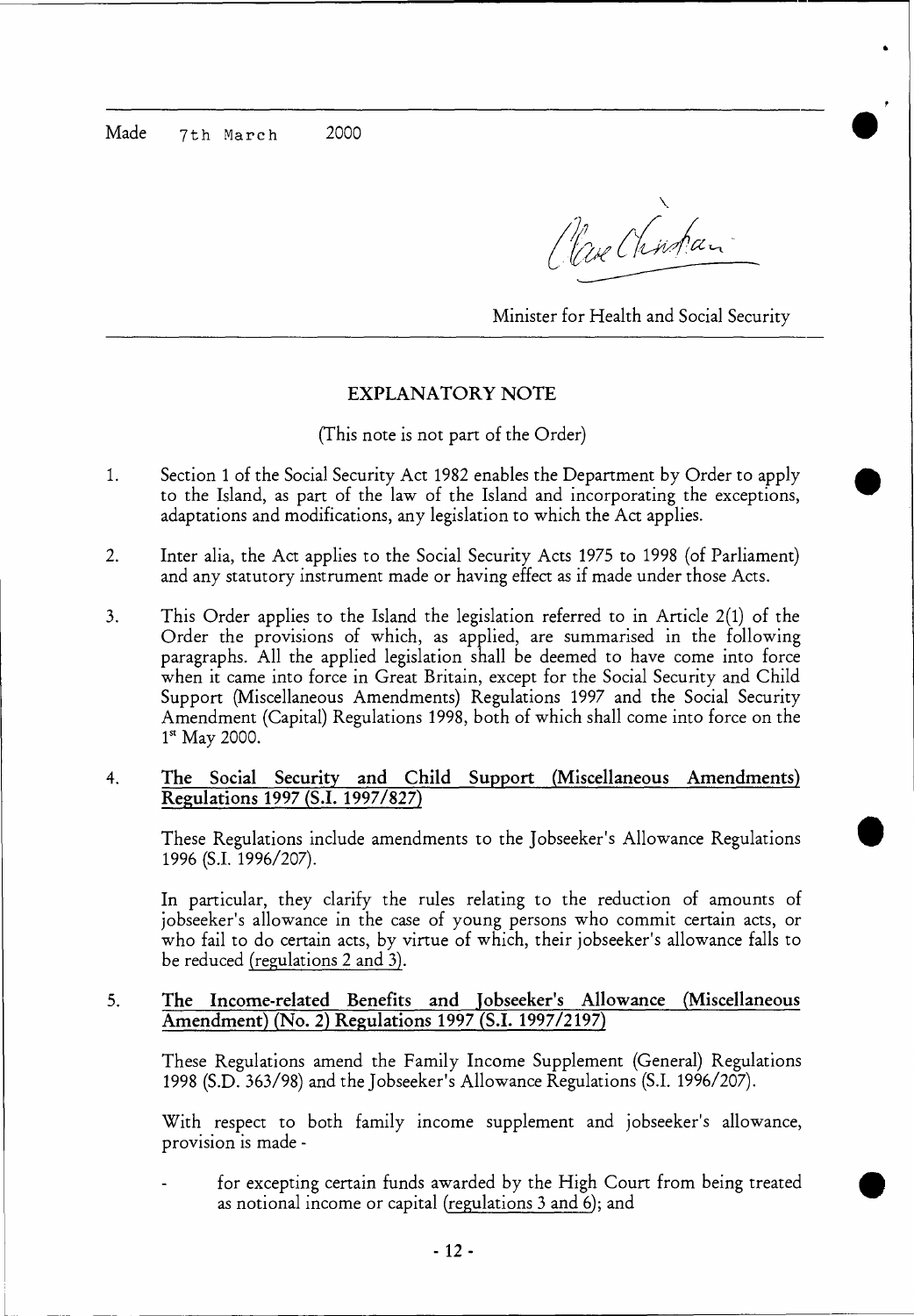Made 7th March 2000

Clare Christian

Minister for Health and Social Security

## EXPLANATORY NOTE

(This note is not part of the Order)

1. Section 1 of the Social Security Act 1982 enables the Department by Order to apply to the Island, as part of the law of the Island and incorporating the exceptions, adaptations and modifications, any legislation to which the Act applies.

2. Inter alia, the Act applies to the Social Security Acts 1975 to 1998 (of Parliament) and any statutory instrument made or having effect as if made under those Acts.

3. This Order applies to the Island the legislation referred to in Article 2(1) of the Order the provisions of which, as applied, are summarised in the following paragraphs. All the applied legislation shall be deemed to have come into force when it came into force in Great Britain, except for the Social Security and Child Support (Miscellaneous Amendments) Regulations 1997 and the Social Security Amendment (Capital) Regulations 1998, both of which shall come into force on the 1st May 2000.

4. **The Social Security and Child Support (Miscellaneous Amendments) Regulations 1997 (S.I. 1997/827)**

   These Regulations include amendments to the Jobseeker's Allowance Regulations 1996 (S.I. 1996/207).

   In particular, they clarify the rules relating to the reduction of amounts of jobseeker's allowance in the case of young persons who commit certain acts, or who fail to do certain acts, by virtue of which, their jobseeker's allowance falls to be reduced (regulations 2 and 3).

5. **The Income-related Benefits and Jobseeker's Allowance (Miscellaneous Amendment) (No. 2) Regulations 1997 (S.I. 1997/2197)**

   These Regulations amend the Family Income Supplement (General) Regulations 1998 (S.D. 363/98) and the Jobseeker's Allowance Regulations (S.I. 1996/207).

   With respect to both family income supplement and jobseeker's allowance, provision is made -

   - for excepting certain funds awarded by the High Court from being treated as notional income or capital (regulations 3 and 6); and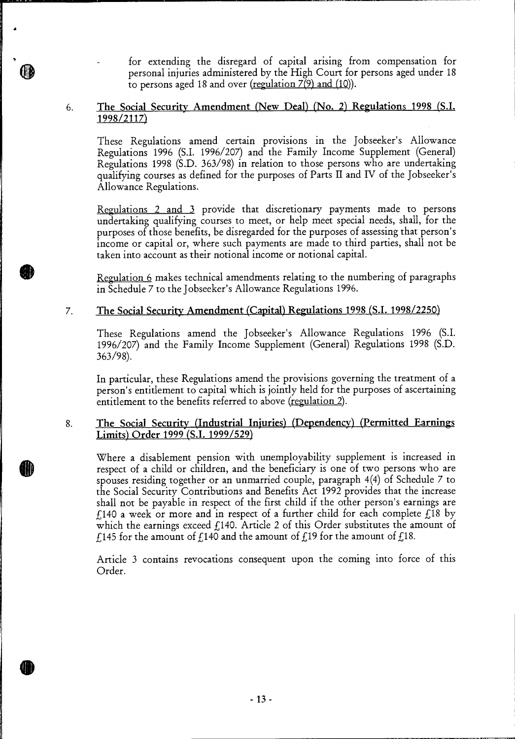- for extending the disregard of capital arising from compensation for personal injuries administered by the High Court for persons aged under 18 to persons aged 18 and over (regulation 7(9) and (10)).

6. **The Social Security Amendment (New Deal) (No. 2) Regulations 1998 (S.I. 1998/2117)**

   These Regulations amend certain provisions in the Jobseeker's Allowance Regulations 1996 (S.I. 1996/207) and the Family Income Supplement (General) Regulations 1998 (S.D. 363/98) in relation to those persons who are undertaking qualifying courses as defined for the purposes of Parts II and IV of the Jobseeker's Allowance Regulations.

   Regulations 2 and 3 provide that discretionary payments made to persons undertaking qualifying courses to meet, or help meet special needs, shall, for the purposes of those benefits, be disregarded for the purposes of assessing that person's income or capital or, where such payments are made to third parties, shall not be taken into account as their notional income or notional capital.

   Regulation 6 makes technical amendments relating to the numbering of paragraphs in Schedule 7 to the Jobseeker's Allowance Regulations 1996.

7. **The Social Security Amendment (Capital) Regulations 1998 (S.I. 1998/2250)**

   These Regulations amend the Jobseeker's Allowance Regulations 1996 (S.I. 1996/207) and the Family Income Supplement (General) Regulations 1998 (S.D. 363/98).

   In particular, these Regulations amend the provisions governing the treatment of a person's entitlement to capital which is jointly held for the purposes of ascertaining entitlement to the benefits referred to above (regulation 2).

8. **The Social Security (Industrial Injuries) (Dependency) (Permitted Earnings Limits) Order 1999 (S.I. 1999/529)**

   Where a disablement pension with unemployability supplement is increased in respect of a child or children, and the beneficiary is one of two persons who are spouses residing together or an unmarried couple, paragraph 4(4) of Schedule 7 to the Social Security Contributions and Benefits Act 1992 provides that the increase shall not be payable in respect of the first child if the other person's earnings are £140 a week or more and in respect of a further child for each complete £18 by which the earnings exceed £140. Article 2 of this Order substitutes the amount of £145 for the amount of £140 and the amount of £19 for the amount of £18.

   Article 3 contains revocations consequent upon the coming into force of this Order.